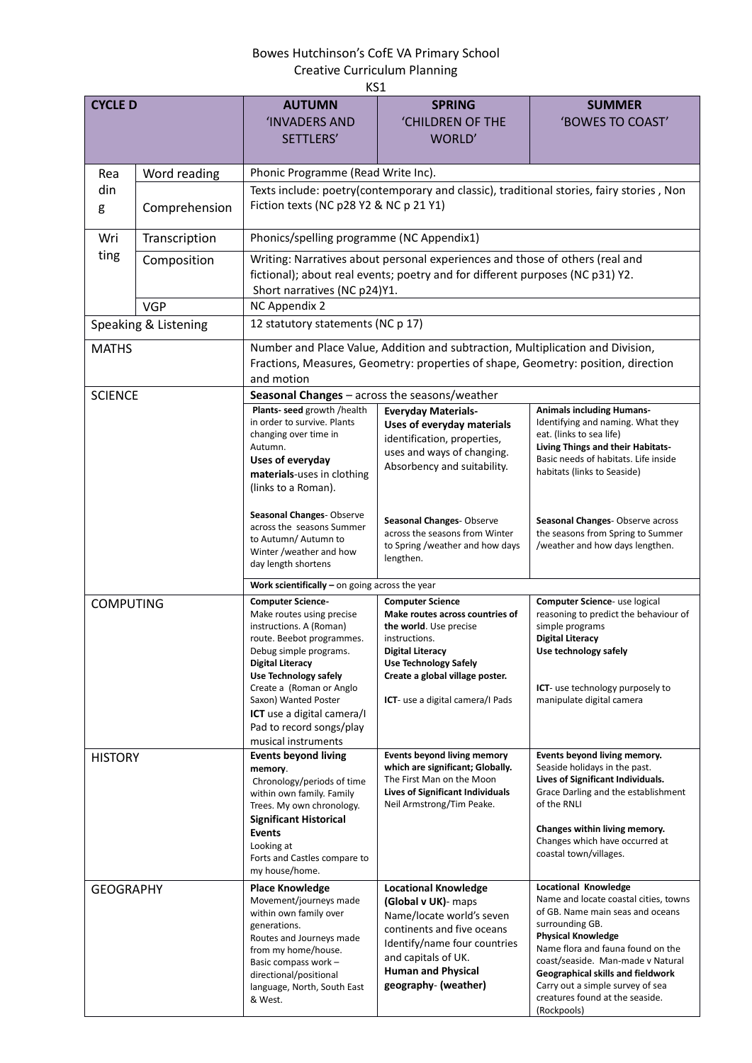Bowes Hutchinson's CofE VA Primary School
Creative Curriculum Planning
KS1

| CYCLE D | | AUTUMN 'INVADERS AND SETTLERS' | SPRING 'CHILDREN OF THE WORLD' | SUMMER 'BOWES TO COAST' |
|---|---|---|---|---|
| Reading | Word reading | Phonic Programme (Read Write Inc). | | |
| | Comprehension | Texts include: poetry(contemporary and classic), traditional stories, fairy stories , Non Fiction texts (NC p28 Y2 & NC p 21 Y1) | | |
| Writing | Transcription | Phonics/spelling programme (NC Appendix1) | | |
| | Composition | Writing: Narratives about personal experiences and those of others (real and fictional); about real events; poetry and for different purposes (NC p31) Y2. Short narratives (NC p24)Y1. | | |
| | VGP | NC Appendix 2 | | |
| Speaking & Listening | | 12 statutory statements (NC p 17) | | |
| MATHS | | Number and Place Value, Addition and subtraction, Multiplication and Division, Fractions, Measures, Geometry: properties of shape, Geometry: position, direction and motion | | |
| SCIENCE | | **Seasonal Changes** – across the seasons/weather | | |
| | | **Plants- seed** growth /health in order to survive. Plants changing over time in Autumn. **Uses of everyday materials**-uses in clothing (links to a Roman).<br><br>**Seasonal Changes**- Observe across the seasons Summer to Autumn/ Autumn to Winter /weather and how day length shortens | **Everyday Materials- Uses of everyday materials** identification, properties, uses and ways of changing. Absorbency and suitability.<br><br>**Seasonal Changes**- Observe across the seasons from Winter to Spring /weather and how days lengthen. | **Animals including Humans-** Identifying and naming. What they eat. (links to sea life) **Living Things and their Habitats-** Basic needs of habitats. Life inside habitats (links to Seaside)<br><br>**Seasonal Changes**- Observe across the seasons from Spring to Summer /weather and how days lengthen. |
| | | **Work scientifically –** on going across the year | | |
| COMPUTING | | **Computer Science-** Make routes using precise instructions. A (Roman) route. Beebot programmes. Debug simple programs. **Digital Literacy** **Use Technology safely** Create a (Roman or Anglo Saxon) Wanted Poster **ICT** use a digital camera/I Pad to record songs/play musical instruments | **Computer Science** **Make routes across countries of the world**. Use precise instructions. **Digital Literacy** **Use Technology Safely** **Create a global village poster.**<br><br>**ICT**- use a digital camera/I Pads | **Computer Science**- use logical reasoning to predict the behaviour of simple programs **Digital Literacy** **Use technology safely**<br><br>**ICT**- use technology purposely to manipulate digital camera |
| HISTORY | | **Events beyond living memory**. Chronology/periods of time within own family. Family Trees. My own chronology. **Significant Historical Events** Looking at Forts and Castles compare to my house/home. | **Events beyond living memory which are significant; Globally.** The First Man on the Moon **Lives of Significant Individuals** Neil Armstrong/Tim Peake. | **Events beyond living memory.** Seaside holidays in the past. **Lives of Significant Individuals.** Grace Darling and the establishment of the RNLI<br><br>**Changes within living memory.** Changes which have occurred at coastal town/villages. |
| GEOGRAPHY | | **Place Knowledge** Movement/journeys made within own family over generations. Routes and Journeys made from my home/house. Basic compass work – directional/positional language, North, South East & West. | **Locational Knowledge (Global v UK)**- maps Name/locate world's seven continents and five oceans Identify/name four countries and capitals of UK. **Human and Physical geography**- **(weather)** | **Locational Knowledge** Name and locate coastal cities, towns of GB. Name main seas and oceans surrounding GB. **Physical Knowledge** Name flora and fauna found on the coast/seaside. Man-made v Natural **Geographical skills and fieldwork** Carry out a simple survey of sea creatures found at the seaside. (Rockpools) |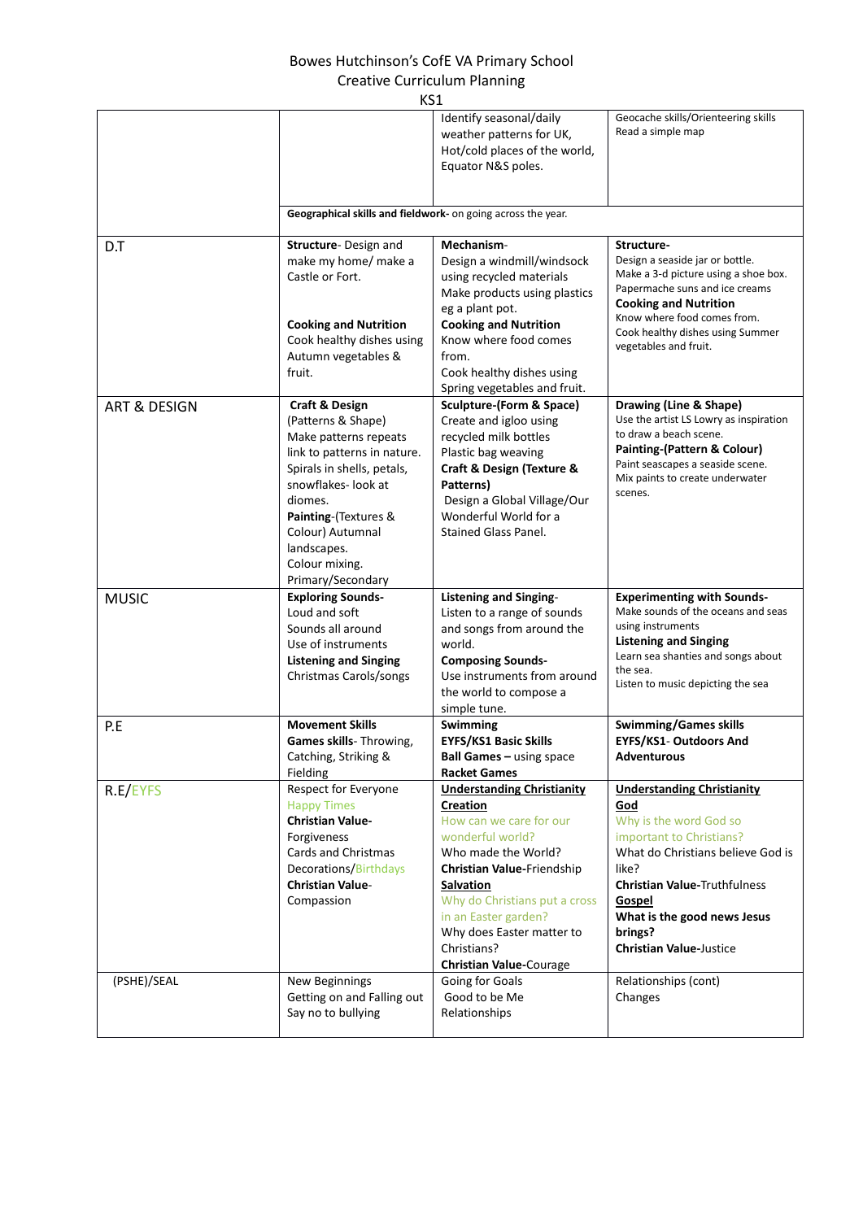Bowes Hutchinson's CofE VA Primary School

Creative Curriculum Planning

KS1

| | | | |
|---|---|---|---|
| | | Identify seasonal/daily weather patterns for UK, Hot/cold places of the world, Equator N&S poles. | Geocache skills/Orienteering skills<br>Read a simple map |
| | **Geographical skills and fieldwork-** on going across the year. | | |
| D.T | **Structure**- Design and make my home/ make a Castle or Fort.<br><br>**Cooking and Nutrition**<br>Cook healthy dishes using Autumn vegetables & fruit. | **Mechanism**-<br>Design a windmill/windsock using recycled materials<br>Make products using plastics eg a plant pot.<br>**Cooking and Nutrition**<br>Know where food comes from.<br>Cook healthy dishes using Spring vegetables and fruit. | **Structure-**<br>Design a seaside jar or bottle.<br>Make a 3-d picture using a shoe box.<br>Papermache suns and ice creams<br>**Cooking and Nutrition**<br>Know where food comes from.<br>Cook healthy dishes using Summer vegetables and fruit. |
| ART & DESIGN | **Craft & Design**<br>(Patterns & Shape)<br>Make patterns repeats link to patterns in nature. Spirals in shells, petals, snowflakes- look at diomes.<br>**Painting**-(Textures & Colour) Autumnal landscapes.<br>Colour mixing.<br>Primary/Secondary | **Sculpture-(Form & Space)**<br>Create and igloo using recycled milk bottles<br>Plastic bag weaving<br>**Craft & Design (Texture & Patterns)**<br>Design a Global Village/Our Wonderful World for a Stained Glass Panel. | **Drawing (Line & Shape)**<br>Use the artist LS Lowry as inspiration to draw a beach scene.<br>**Painting-(Pattern & Colour)**<br>Paint seascapes a seaside scene.<br>Mix paints to create underwater scenes. |
| MUSIC | **Exploring Sounds-**<br>Loud and soft<br>Sounds all around<br>Use of instruments<br>**Listening and Singing**<br>Christmas Carols/songs | **Listening and Singing**-<br>Listen to a range of sounds and songs from around the world.<br>**Composing Sounds-**<br>Use instruments from around the world to compose a simple tune. | **Experimenting with Sounds-**<br>Make sounds of the oceans and seas using instruments<br>**Listening and Singing**<br>Learn sea shanties and songs about the sea.<br>Listen to music depicting the sea |
| P.E | **Movement Skills**<br>**Games skills**- Throwing, Catching, Striking & Fielding | **Swimming**<br>**EYFS/KS1 Basic Skills**<br>**Ball Games –** using space<br>**Racket Games** | **Swimming/Games skills**<br>**EYFS/KS1**- **Outdoors And Adventurous** |
| R.E/EYFS | Respect for Everyone<br>Happy Times<br>**Christian Value-**<br>Forgiveness<br>Cards and Christmas Decorations/Birthdays<br>**Christian Value-**<br>Compassion | **Understanding Christianity**<br>**Creation**<br>How can we care for our wonderful world?<br>Who made the World?<br>**Christian Value-**Friendship<br>**Salvation**<br>Why do Christians put a cross in an Easter garden?<br>Why does Easter matter to Christians?<br>**Christian Value-**Courage | **Understanding Christianity**<br>**God**<br>Why is the word God so important to Christians?<br>What do Christians believe God is like?<br>**Christian Value-**Truthfulness<br>**Gospel**<br>**What is the good news Jesus brings?**<br>**Christian Value-**Justice |
| (PSHE)/SEAL | New Beginnings<br>Getting on and Falling out<br>Say no to bullying | Going for Goals<br>Good to be Me<br>Relationships | Relationships (cont)<br>Changes |